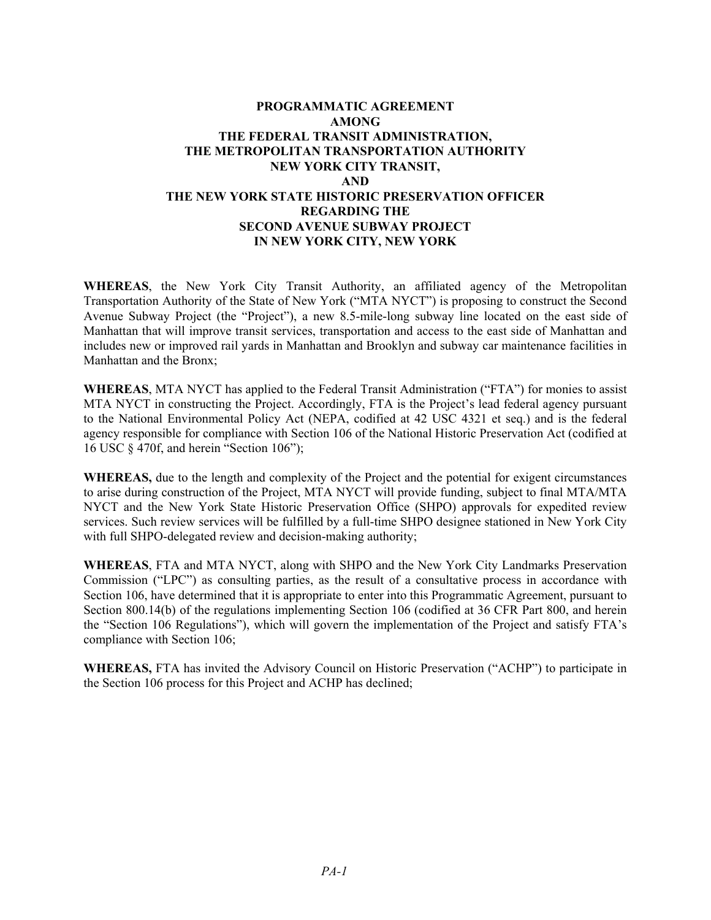# PROGRAMMATIC AGREEMENT AMONG THE FEDERAL TRANSIT ADMINISTRATION, THE METROPOLITAN TRANSPORTATION AUTHORITY NEW YORK CITY TRANSIT, AND THE NEW YORK STATE HISTORIC PRESERVATION OFFICER REGARDING THE SECOND AVENUE SUBWAY PROJECT IN NEW YORK CITY, NEW YORK

**WHEREAS**, the New York City Transit Authority, an affiliated agency of the Metropolitan Transportation Authority of the State of New York ("MTA NYCT") is proposing to construct the Second Avenue Subway Project (the "Project"), a new 8.5-mile-long subway line located on the east side of Manhattan that will improve transit services, transportation and access to the east side of Manhattan and includes new or improved rail yards in Manhattan and Brooklyn and subway car maintenance facilities in Manhattan and the Bronx;

**WHEREAS**, MTA NYCT has applied to the Federal Transit Administration ("FTA") for monies to assist MTA NYCT in constructing the Project. Accordingly, FTA is the Project's lead federal agency pursuant to the National Environmental Policy Act (NEPA, codified at 42 USC 4321 et seq.) and is the federal agency responsible for compliance with Section 106 of the National Historic Preservation Act (codified at 16 USC § 470f, and herein "Section 106");

**WHEREAS,** due to the length and complexity of the Project and the potential for exigent circumstances to arise during construction of the Project, MTA NYCT will provide funding, subject to final MTA/MTA NYCT and the New York State Historic Preservation Office (SHPO) approvals for expedited review services. Such review services will be fulfilled by a full-time SHPO designee stationed in New York City with full SHPO-delegated review and decision-making authority;

**WHEREAS**, FTA and MTA NYCT, along with SHPO and the New York City Landmarks Preservation Commission ("LPC") as consulting parties, as the result of a consultative process in accordance with Section 106, have determined that it is appropriate to enter into this Programmatic Agreement, pursuant to Section 800.14(b) of the regulations implementing Section 106 (codified at 36 CFR Part 800, and herein the "Section 106 Regulations"), which will govern the implementation of the Project and satisfy FTA's compliance with Section 106;

**WHEREAS,** FTA has invited the Advisory Council on Historic Preservation ("ACHP") to participate in the Section 106 process for this Project and ACHP has declined;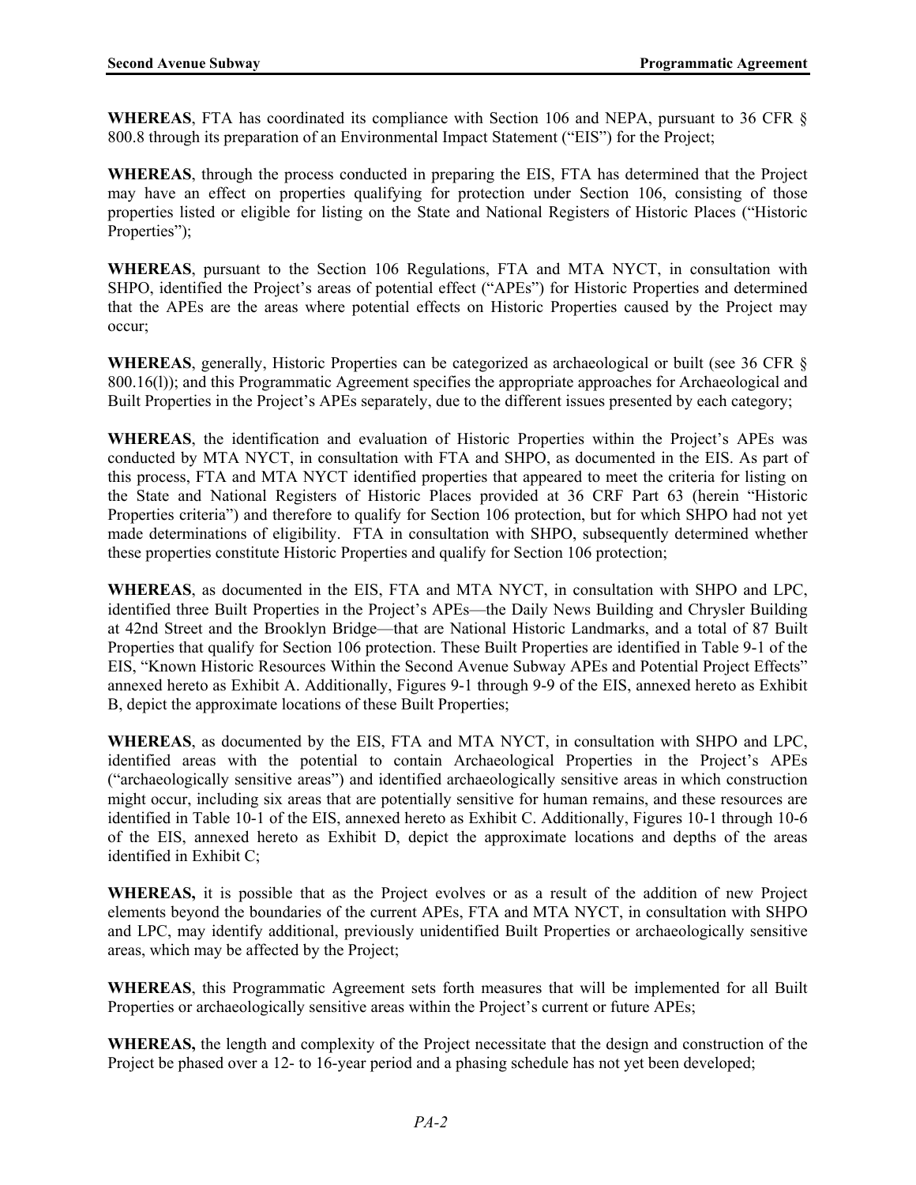**WHEREAS**, FTA has coordinated its compliance with Section 106 and NEPA, pursuant to 36 CFR § 800.8 through its preparation of an Environmental Impact Statement ("EIS") for the Project;

**WHEREAS**, through the process conducted in preparing the EIS, FTA has determined that the Project may have an effect on properties qualifying for protection under Section 106, consisting of those properties listed or eligible for listing on the State and National Registers of Historic Places ("Historic Properties");

**WHEREAS**, pursuant to the Section 106 Regulations, FTA and MTA NYCT, in consultation with SHPO, identified the Project's areas of potential effect ("APEs") for Historic Properties and determined that the APEs are the areas where potential effects on Historic Properties caused by the Project may occur;

**WHEREAS**, generally, Historic Properties can be categorized as archaeological or built (see 36 CFR § 800.16(l)); and this Programmatic Agreement specifies the appropriate approaches for Archaeological and Built Properties in the Project's APEs separately, due to the different issues presented by each category;

**WHEREAS**, the identification and evaluation of Historic Properties within the Project's APEs was conducted by MTA NYCT, in consultation with FTA and SHPO, as documented in the EIS. As part of this process, FTA and MTA NYCT identified properties that appeared to meet the criteria for listing on the State and National Registers of Historic Places provided at 36 CRF Part 63 (herein "Historic Properties criteria") and therefore to qualify for Section 106 protection, but for which SHPO had not yet made determinations of eligibility. FTA in consultation with SHPO, subsequently determined whether these properties constitute Historic Properties and qualify for Section 106 protection;

**WHEREAS**, as documented in the EIS, FTA and MTA NYCT, in consultation with SHPO and LPC, identified three Built Properties in the Project's APEs—the Daily News Building and Chrysler Building at 42nd Street and the Brooklyn Bridge—that are National Historic Landmarks, and a total of 87 Built Properties that qualify for Section 106 protection. These Built Properties are identified in Table 9-1 of the EIS, "Known Historic Resources Within the Second Avenue Subway APEs and Potential Project Effects" annexed hereto as Exhibit A. Additionally, Figures 9-1 through 9-9 of the EIS, annexed hereto as Exhibit B, depict the approximate locations of these Built Properties;

**WHEREAS**, as documented by the EIS, FTA and MTA NYCT, in consultation with SHPO and LPC, identified areas with the potential to contain Archaeological Properties in the Project's APEs ("archaeologically sensitive areas") and identified archaeologically sensitive areas in which construction might occur, including six areas that are potentially sensitive for human remains, and these resources are identified in Table 10-1 of the EIS, annexed hereto as Exhibit C. Additionally, Figures 10-1 through 10-6 of the EIS, annexed hereto as Exhibit D, depict the approximate locations and depths of the areas identified in Exhibit C;

**WHEREAS,** it is possible that as the Project evolves or as a result of the addition of new Project elements beyond the boundaries of the current APEs, FTA and MTA NYCT, in consultation with SHPO and LPC, may identify additional, previously unidentified Built Properties or archaeologically sensitive areas, which may be affected by the Project;

**WHEREAS**, this Programmatic Agreement sets forth measures that will be implemented for all Built Properties or archaeologically sensitive areas within the Project's current or future APEs;

**WHEREAS,** the length and complexity of the Project necessitate that the design and construction of the Project be phased over a 12- to 16-year period and a phasing schedule has not yet been developed;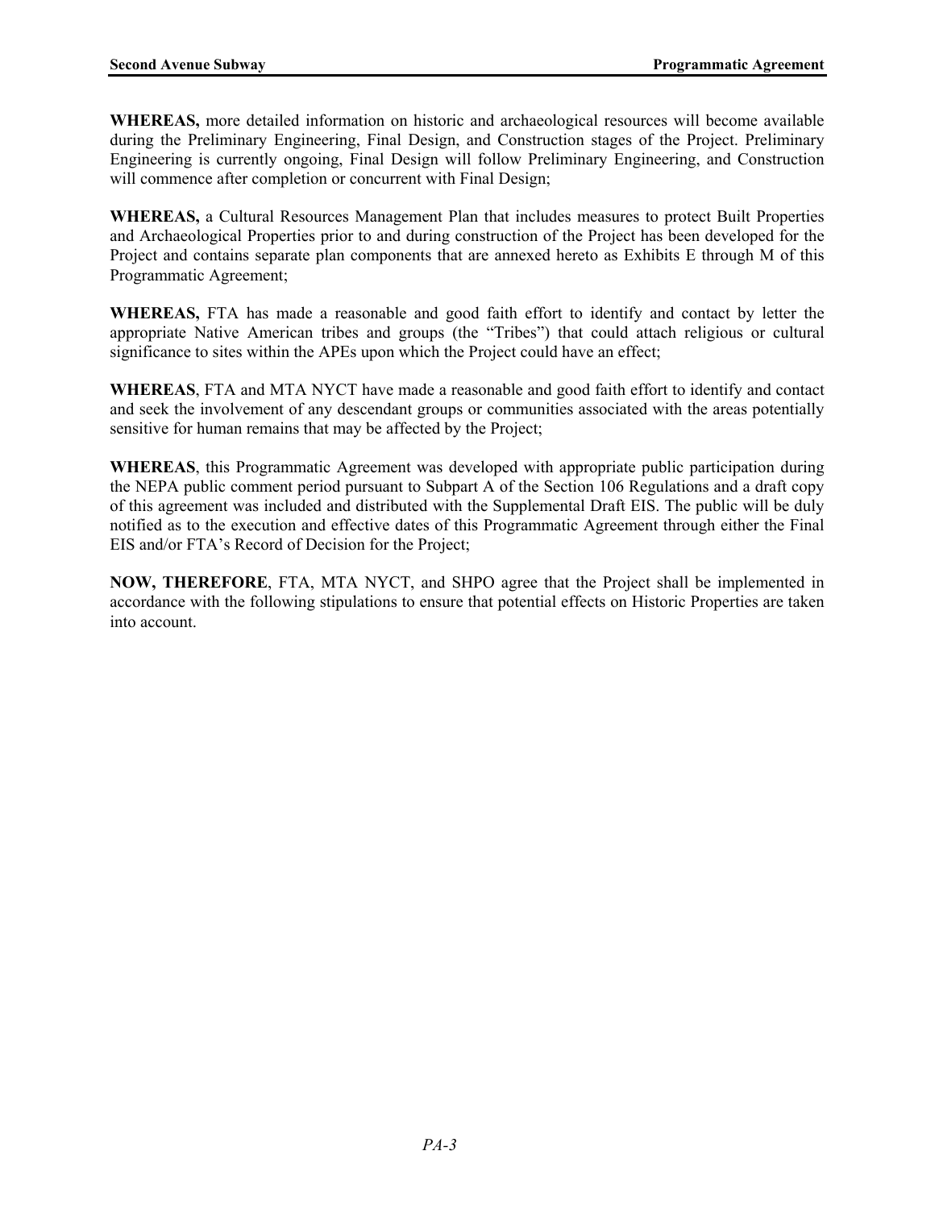**WHEREAS,** more detailed information on historic and archaeological resources will become available during the Preliminary Engineering, Final Design, and Construction stages of the Project. Preliminary Engineering is currently ongoing, Final Design will follow Preliminary Engineering, and Construction will commence after completion or concurrent with Final Design;

**WHEREAS,** a Cultural Resources Management Plan that includes measures to protect Built Properties and Archaeological Properties prior to and during construction of the Project has been developed for the Project and contains separate plan components that are annexed hereto as Exhibits E through M of this Programmatic Agreement;

**WHEREAS,** FTA has made a reasonable and good faith effort to identify and contact by letter the appropriate Native American tribes and groups (the "Tribes") that could attach religious or cultural significance to sites within the APEs upon which the Project could have an effect;

**WHEREAS**, FTA and MTA NYCT have made a reasonable and good faith effort to identify and contact and seek the involvement of any descendant groups or communities associated with the areas potentially sensitive for human remains that may be affected by the Project;

**WHEREAS**, this Programmatic Agreement was developed with appropriate public participation during the NEPA public comment period pursuant to Subpart A of the Section 106 Regulations and a draft copy of this agreement was included and distributed with the Supplemental Draft EIS. The public will be duly notified as to the execution and effective dates of this Programmatic Agreement through either the Final EIS and/or FTA's Record of Decision for the Project;

**NOW, THEREFORE**, FTA, MTA NYCT, and SHPO agree that the Project shall be implemented in accordance with the following stipulations to ensure that potential effects on Historic Properties are taken into account.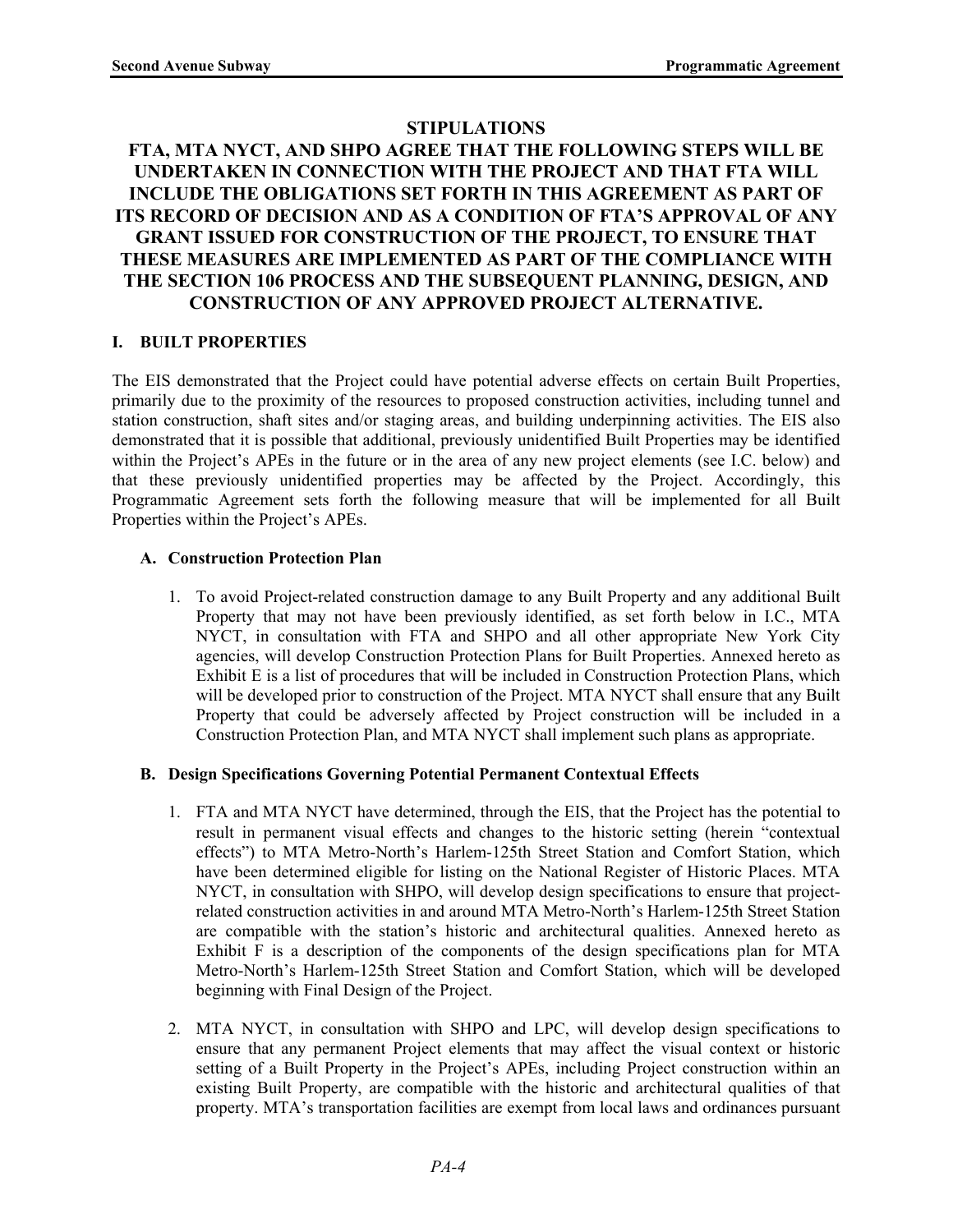## STIPULATIONS

## FTA, MTA NYCT, AND SHPO AGREE THAT THE FOLLOWING STEPS WILL BE UNDERTAKEN IN CONNECTION WITH THE PROJECT AND THAT FTA WILL INCLUDE THE OBLIGATIONS SET FORTH IN THIS AGREEMENT AS PART OF ITS RECORD OF DECISION AND AS A CONDITION OF FTA'S APPROVAL OF ANY GRANT ISSUED FOR CONSTRUCTION OF THE PROJECT, TO ENSURE THAT THESE MEASURES ARE IMPLEMENTED AS PART OF THE COMPLIANCE WITH THE SECTION 106 PROCESS AND THE SUBSEQUENT PLANNING, DESIGN, AND CONSTRUCTION OF ANY APPROVED PROJECT ALTERNATIVE.

### I. BUILT PROPERTIES

The EIS demonstrated that the Project could have potential adverse effects on certain Built Properties, primarily due to the proximity of the resources to proposed construction activities, including tunnel and station construction, shaft sites and/or staging areas, and building underpinning activities. The EIS also demonstrated that it is possible that additional, previously unidentified Built Properties may be identified within the Project's APEs in the future or in the area of any new project elements (see I.C. below) and that these previously unidentified properties may be affected by the Project. Accordingly, this Programmatic Agreement sets forth the following measure that will be implemented for all Built Properties within the Project's APEs.

#### A. Construction Protection Plan

1. To avoid Project-related construction damage to any Built Property and any additional Built Property that may not have been previously identified, as set forth below in I.C., MTA NYCT, in consultation with FTA and SHPO and all other appropriate New York City agencies, will develop Construction Protection Plans for Built Properties. Annexed hereto as Exhibit E is a list of procedures that will be included in Construction Protection Plans, which will be developed prior to construction of the Project. MTA NYCT shall ensure that any Built Property that could be adversely affected by Project construction will be included in a Construction Protection Plan, and MTA NYCT shall implement such plans as appropriate.

#### B. Design Specifications Governing Potential Permanent Contextual Effects

1. FTA and MTA NYCT have determined, through the EIS, that the Project has the potential to result in permanent visual effects and changes to the historic setting (herein "contextual effects") to MTA Metro-North's Harlem-125th Street Station and Comfort Station, which have been determined eligible for listing on the National Register of Historic Places. MTA NYCT, in consultation with SHPO, will develop design specifications to ensure that project-related construction activities in and around MTA Metro-North's Harlem-125th Street Station are compatible with the station's historic and architectural qualities. Annexed hereto as Exhibit F is a description of the components of the design specifications plan for MTA Metro-North's Harlem-125th Street Station and Comfort Station, which will be developed beginning with Final Design of the Project.

2. MTA NYCT, in consultation with SHPO and LPC, will develop design specifications to ensure that any permanent Project elements that may affect the visual context or historic setting of a Built Property in the Project's APEs, including Project construction within an existing Built Property, are compatible with the historic and architectural qualities of that property. MTA's transportation facilities are exempt from local laws and ordinances pursuant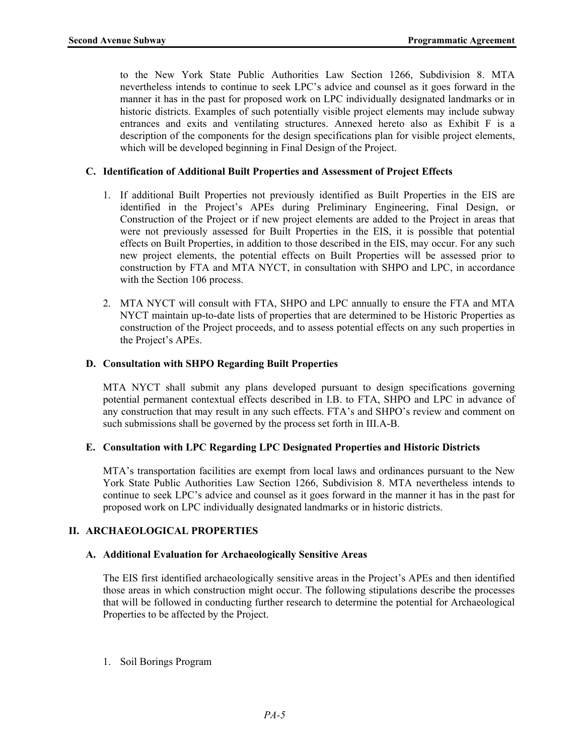to the New York State Public Authorities Law Section 1266, Subdivision 8. MTA nevertheless intends to continue to seek LPC's advice and counsel as it goes forward in the manner it has in the past for proposed work on LPC individually designated landmarks or in historic districts. Examples of such potentially visible project elements may include subway entrances and exits and ventilating structures. Annexed hereto also as Exhibit F is a description of the components for the design specifications plan for visible project elements, which will be developed beginning in Final Design of the Project.

### C. Identification of Additional Built Properties and Assessment of Project Effects

1. If additional Built Properties not previously identified as Built Properties in the EIS are identified in the Project's APEs during Preliminary Engineering, Final Design, or Construction of the Project or if new project elements are added to the Project in areas that were not previously assessed for Built Properties in the EIS, it is possible that potential effects on Built Properties, in addition to those described in the EIS, may occur. For any such new project elements, the potential effects on Built Properties will be assessed prior to construction by FTA and MTA NYCT, in consultation with SHPO and LPC, in accordance with the Section 106 process.

2. MTA NYCT will consult with FTA, SHPO and LPC annually to ensure the FTA and MTA NYCT maintain up-to-date lists of properties that are determined to be Historic Properties as construction of the Project proceeds, and to assess potential effects on any such properties in the Project's APEs.

### D. Consultation with SHPO Regarding Built Properties

MTA NYCT shall submit any plans developed pursuant to design specifications governing potential permanent contextual effects described in I.B. to FTA, SHPO and LPC in advance of any construction that may result in any such effects. FTA's and SHPO's review and comment on such submissions shall be governed by the process set forth in III.A-B.

### E. Consultation with LPC Regarding LPC Designated Properties and Historic Districts

MTA's transportation facilities are exempt from local laws and ordinances pursuant to the New York State Public Authorities Law Section 1266, Subdivision 8. MTA nevertheless intends to continue to seek LPC's advice and counsel as it goes forward in the manner it has in the past for proposed work on LPC individually designated landmarks or in historic districts.

## II. ARCHAEOLOGICAL PROPERTIES

### A. Additional Evaluation for Archaeologically Sensitive Areas

The EIS first identified archaeologically sensitive areas in the Project's APEs and then identified those areas in which construction might occur. The following stipulations describe the processes that will be followed in conducting further research to determine the potential for Archaeological Properties to be affected by the Project.

1. Soil Borings Program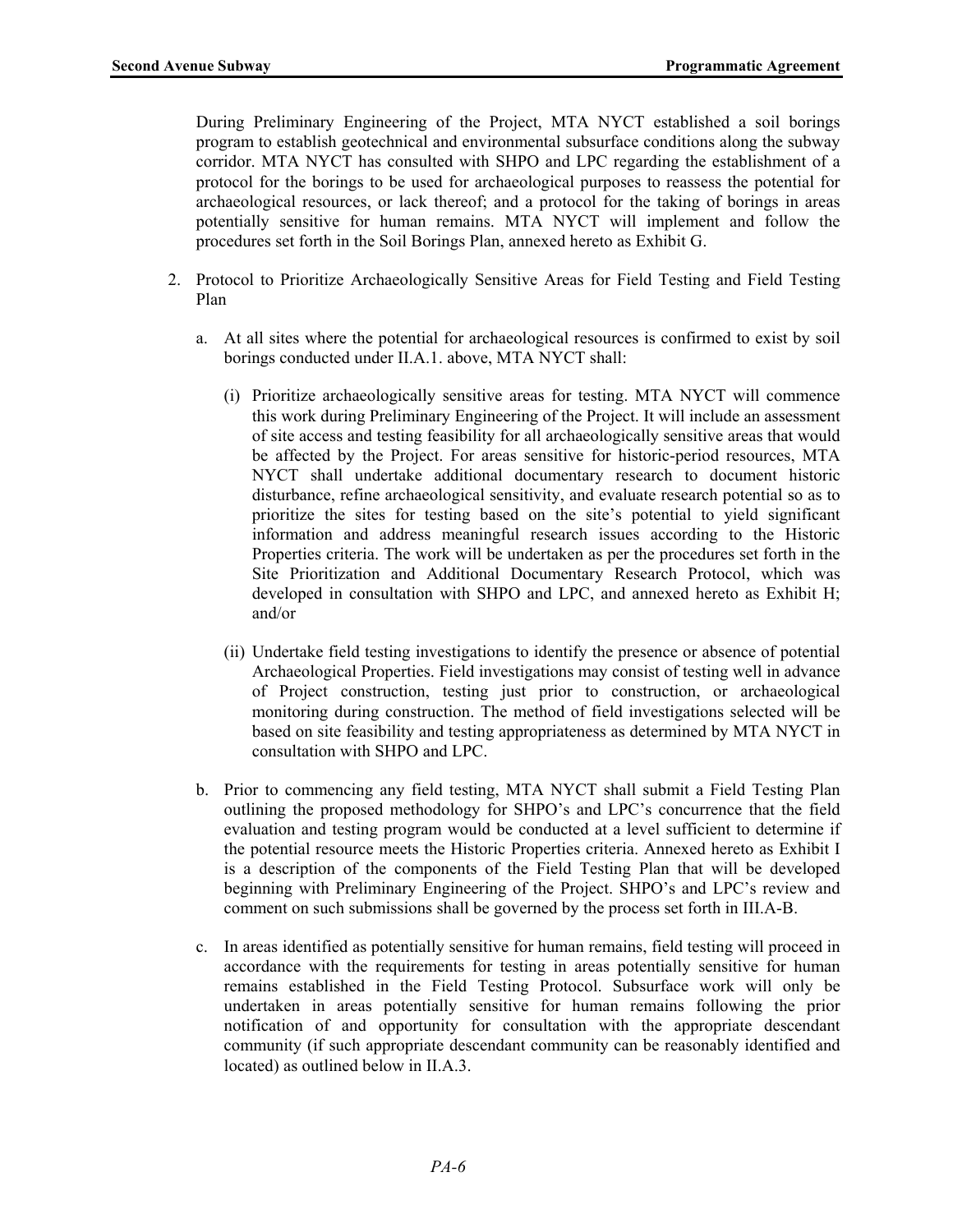During Preliminary Engineering of the Project, MTA NYCT established a soil borings program to establish geotechnical and environmental subsurface conditions along the subway corridor. MTA NYCT has consulted with SHPO and LPC regarding the establishment of a protocol for the borings to be used for archaeological purposes to reassess the potential for archaeological resources, or lack thereof; and a protocol for the taking of borings in areas potentially sensitive for human remains. MTA NYCT will implement and follow the procedures set forth in the Soil Borings Plan, annexed hereto as Exhibit G.

2. Protocol to Prioritize Archaeologically Sensitive Areas for Field Testing and Field Testing Plan

   a. At all sites where the potential for archaeological resources is confirmed to exist by soil borings conducted under II.A.1. above, MTA NYCT shall:

      (i) Prioritize archaeologically sensitive areas for testing. MTA NYCT will commence this work during Preliminary Engineering of the Project. It will include an assessment of site access and testing feasibility for all archaeologically sensitive areas that would be affected by the Project. For areas sensitive for historic-period resources, MTA NYCT shall undertake additional documentary research to document historic disturbance, refine archaeological sensitivity, and evaluate research potential so as to prioritize the sites for testing based on the site's potential to yield significant information and address meaningful research issues according to the Historic Properties criteria. The work will be undertaken as per the procedures set forth in the Site Prioritization and Additional Documentary Research Protocol, which was developed in consultation with SHPO and LPC, and annexed hereto as Exhibit H; and/or

      (ii) Undertake field testing investigations to identify the presence or absence of potential Archaeological Properties. Field investigations may consist of testing well in advance of Project construction, testing just prior to construction, or archaeological monitoring during construction. The method of field investigations selected will be based on site feasibility and testing appropriateness as determined by MTA NYCT in consultation with SHPO and LPC.

   b. Prior to commencing any field testing, MTA NYCT shall submit a Field Testing Plan outlining the proposed methodology for SHPO's and LPC's concurrence that the field evaluation and testing program would be conducted at a level sufficient to determine if the potential resource meets the Historic Properties criteria. Annexed hereto as Exhibit I is a description of the components of the Field Testing Plan that will be developed beginning with Preliminary Engineering of the Project. SHPO's and LPC's review and comment on such submissions shall be governed by the process set forth in III.A-B.

   c. In areas identified as potentially sensitive for human remains, field testing will proceed in accordance with the requirements for testing in areas potentially sensitive for human remains established in the Field Testing Protocol. Subsurface work will only be undertaken in areas potentially sensitive for human remains following the prior notification of and opportunity for consultation with the appropriate descendant community (if such appropriate descendant community can be reasonably identified and located) as outlined below in II.A.3.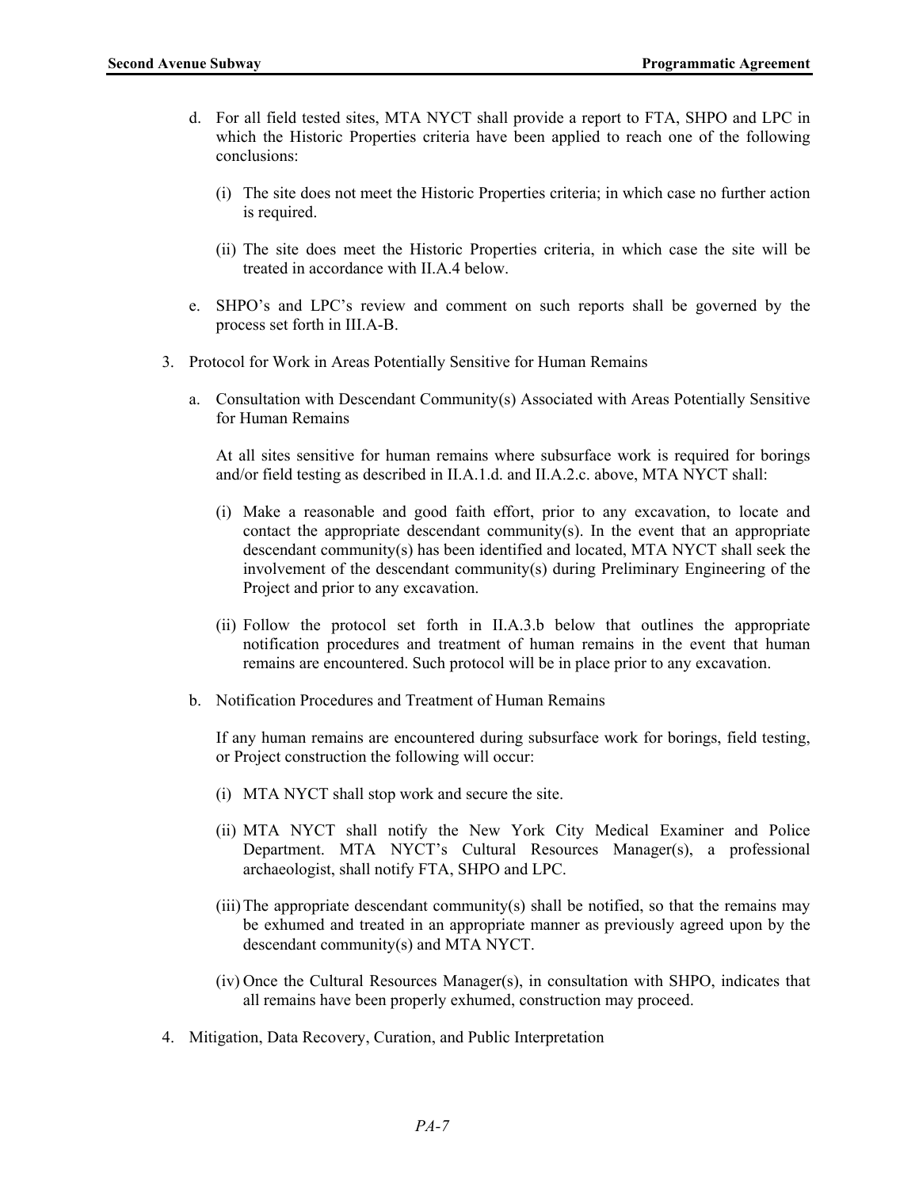d. For all field tested sites, MTA NYCT shall provide a report to FTA, SHPO and LPC in which the Historic Properties criteria have been applied to reach one of the following conclusions:

   (i) The site does not meet the Historic Properties criteria; in which case no further action is required.

   (ii) The site does meet the Historic Properties criteria, in which case the site will be treated in accordance with II.A.4 below.

e. SHPO's and LPC's review and comment on such reports shall be governed by the process set forth in III.A-B.

3. Protocol for Work in Areas Potentially Sensitive for Human Remains

   a. Consultation with Descendant Community(s) Associated with Areas Potentially Sensitive for Human Remains

      At all sites sensitive for human remains where subsurface work is required for borings and/or field testing as described in II.A.1.d. and II.A.2.c. above, MTA NYCT shall:

      (i) Make a reasonable and good faith effort, prior to any excavation, to locate and contact the appropriate descendant community(s). In the event that an appropriate descendant community(s) has been identified and located, MTA NYCT shall seek the involvement of the descendant community(s) during Preliminary Engineering of the Project and prior to any excavation.

      (ii) Follow the protocol set forth in II.A.3.b below that outlines the appropriate notification procedures and treatment of human remains in the event that human remains are encountered. Such protocol will be in place prior to any excavation.

   b. Notification Procedures and Treatment of Human Remains

      If any human remains are encountered during subsurface work for borings, field testing, or Project construction the following will occur:

      (i) MTA NYCT shall stop work and secure the site.

      (ii) MTA NYCT shall notify the New York City Medical Examiner and Police Department. MTA NYCT's Cultural Resources Manager(s), a professional archaeologist, shall notify FTA, SHPO and LPC.

      (iii) The appropriate descendant community(s) shall be notified, so that the remains may be exhumed and treated in an appropriate manner as previously agreed upon by the descendant community(s) and MTA NYCT.

      (iv) Once the Cultural Resources Manager(s), in consultation with SHPO, indicates that all remains have been properly exhumed, construction may proceed.

4. Mitigation, Data Recovery, Curation, and Public Interpretation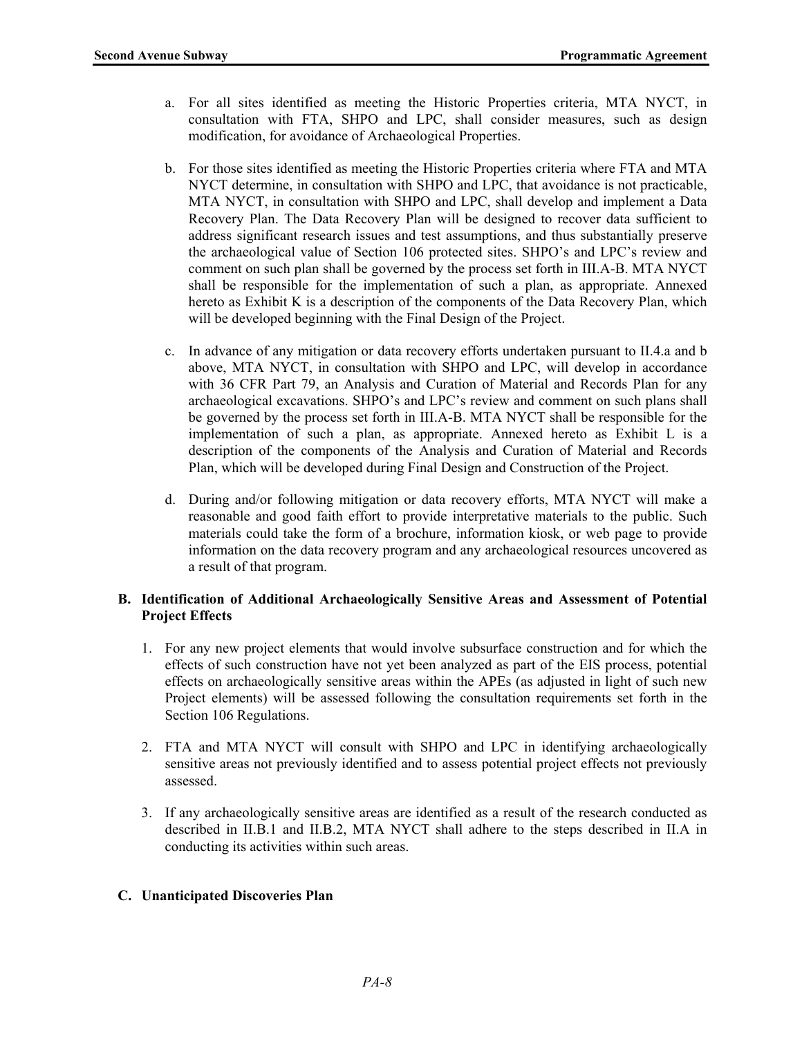a. For all sites identified as meeting the Historic Properties criteria, MTA NYCT, in consultation with FTA, SHPO and LPC, shall consider measures, such as design modification, for avoidance of Archaeological Properties.

b. For those sites identified as meeting the Historic Properties criteria where FTA and MTA NYCT determine, in consultation with SHPO and LPC, that avoidance is not practicable, MTA NYCT, in consultation with SHPO and LPC, shall develop and implement a Data Recovery Plan. The Data Recovery Plan will be designed to recover data sufficient to address significant research issues and test assumptions, and thus substantially preserve the archaeological value of Section 106 protected sites. SHPO's and LPC's review and comment on such plan shall be governed by the process set forth in III.A-B. MTA NYCT shall be responsible for the implementation of such a plan, as appropriate. Annexed hereto as Exhibit K is a description of the components of the Data Recovery Plan, which will be developed beginning with the Final Design of the Project.

c. In advance of any mitigation or data recovery efforts undertaken pursuant to II.4.a and b above, MTA NYCT, in consultation with SHPO and LPC, will develop in accordance with 36 CFR Part 79, an Analysis and Curation of Material and Records Plan for any archaeological excavations. SHPO's and LPC's review and comment on such plans shall be governed by the process set forth in III.A-B. MTA NYCT shall be responsible for the implementation of such a plan, as appropriate. Annexed hereto as Exhibit L is a description of the components of the Analysis and Curation of Material and Records Plan, which will be developed during Final Design and Construction of the Project.

d. During and/or following mitigation or data recovery efforts, MTA NYCT will make a reasonable and good faith effort to provide interpretative materials to the public. Such materials could take the form of a brochure, information kiosk, or web page to provide information on the data recovery program and any archaeological resources uncovered as a result of that program.

### B. Identification of Additional Archaeologically Sensitive Areas and Assessment of Potential Project Effects

1. For any new project elements that would involve subsurface construction and for which the effects of such construction have not yet been analyzed as part of the EIS process, potential effects on archaeologically sensitive areas within the APEs (as adjusted in light of such new Project elements) will be assessed following the consultation requirements set forth in the Section 106 Regulations.

2. FTA and MTA NYCT will consult with SHPO and LPC in identifying archaeologically sensitive areas not previously identified and to assess potential project effects not previously assessed.

3. If any archaeologically sensitive areas are identified as a result of the research conducted as described in II.B.1 and II.B.2, MTA NYCT shall adhere to the steps described in II.A in conducting its activities within such areas.

### C. Unanticipated Discoveries Plan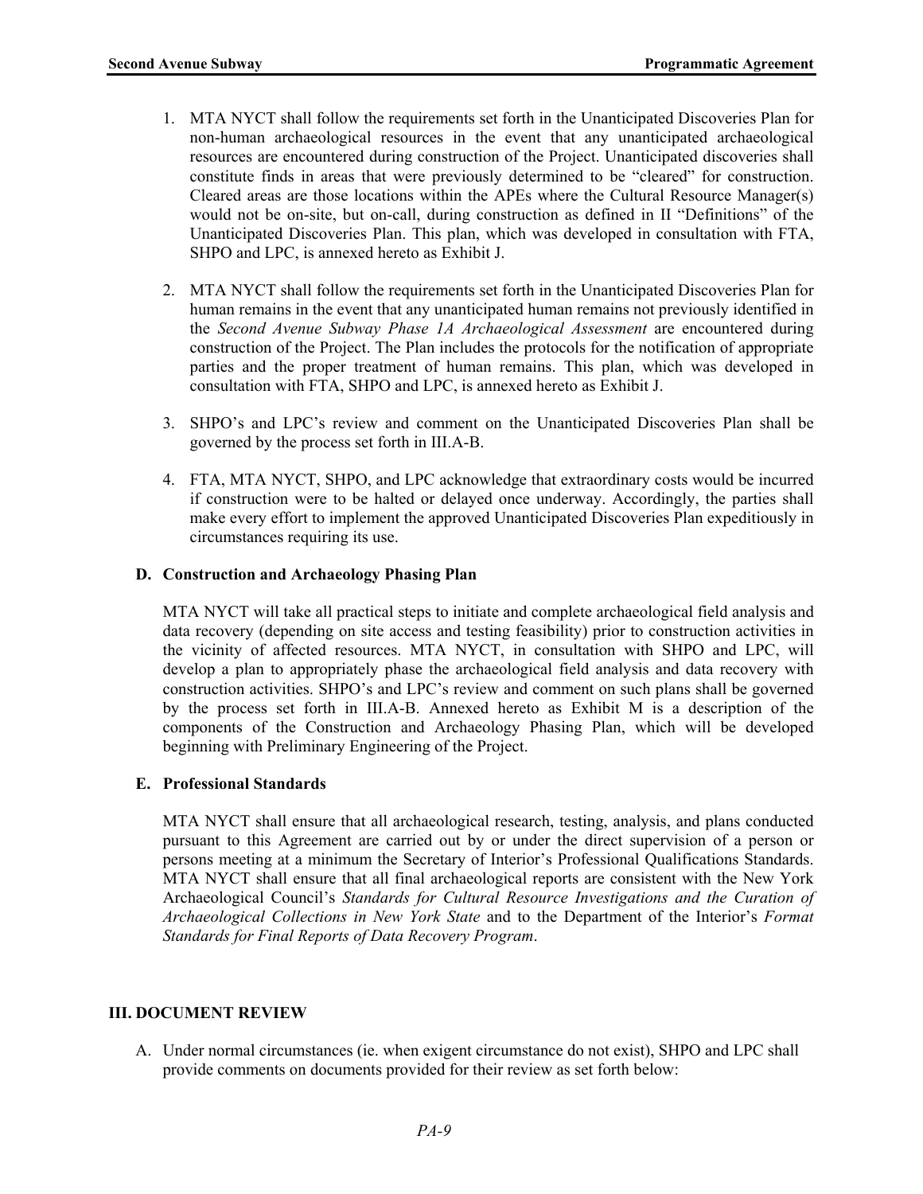1. MTA NYCT shall follow the requirements set forth in the Unanticipated Discoveries Plan for non-human archaeological resources in the event that any unanticipated archaeological resources are encountered during construction of the Project. Unanticipated discoveries shall constitute finds in areas that were previously determined to be "cleared" for construction. Cleared areas are those locations within the APEs where the Cultural Resource Manager(s) would not be on-site, but on-call, during construction as defined in II "Definitions" of the Unanticipated Discoveries Plan. This plan, which was developed in consultation with FTA, SHPO and LPC, is annexed hereto as Exhibit J.

2. MTA NYCT shall follow the requirements set forth in the Unanticipated Discoveries Plan for human remains in the event that any unanticipated human remains not previously identified in the *Second Avenue Subway Phase 1A Archaeological Assessment* are encountered during construction of the Project. The Plan includes the protocols for the notification of appropriate parties and the proper treatment of human remains. This plan, which was developed in consultation with FTA, SHPO and LPC, is annexed hereto as Exhibit J.

3. SHPO's and LPC's review and comment on the Unanticipated Discoveries Plan shall be governed by the process set forth in III.A-B.

4. FTA, MTA NYCT, SHPO, and LPC acknowledge that extraordinary costs would be incurred if construction were to be halted or delayed once underway. Accordingly, the parties shall make every effort to implement the approved Unanticipated Discoveries Plan expeditiously in circumstances requiring its use.

### D. Construction and Archaeology Phasing Plan

MTA NYCT will take all practical steps to initiate and complete archaeological field analysis and data recovery (depending on site access and testing feasibility) prior to construction activities in the vicinity of affected resources. MTA NYCT, in consultation with SHPO and LPC, will develop a plan to appropriately phase the archaeological field analysis and data recovery with construction activities. SHPO's and LPC's review and comment on such plans shall be governed by the process set forth in III.A-B. Annexed hereto as Exhibit M is a description of the components of the Construction and Archaeology Phasing Plan, which will be developed beginning with Preliminary Engineering of the Project.

### E. Professional Standards

MTA NYCT shall ensure that all archaeological research, testing, analysis, and plans conducted pursuant to this Agreement are carried out by or under the direct supervision of a person or persons meeting at a minimum the Secretary of Interior's Professional Qualifications Standards. MTA NYCT shall ensure that all final archaeological reports are consistent with the New York Archaeological Council's *Standards for Cultural Resource Investigations and the Curation of Archaeological Collections in New York State* and to the Department of the Interior's *Format Standards for Final Reports of Data Recovery Program*.

## III. DOCUMENT REVIEW

A. Under normal circumstances (ie. when exigent circumstance do not exist), SHPO and LPC shall provide comments on documents provided for their review as set forth below: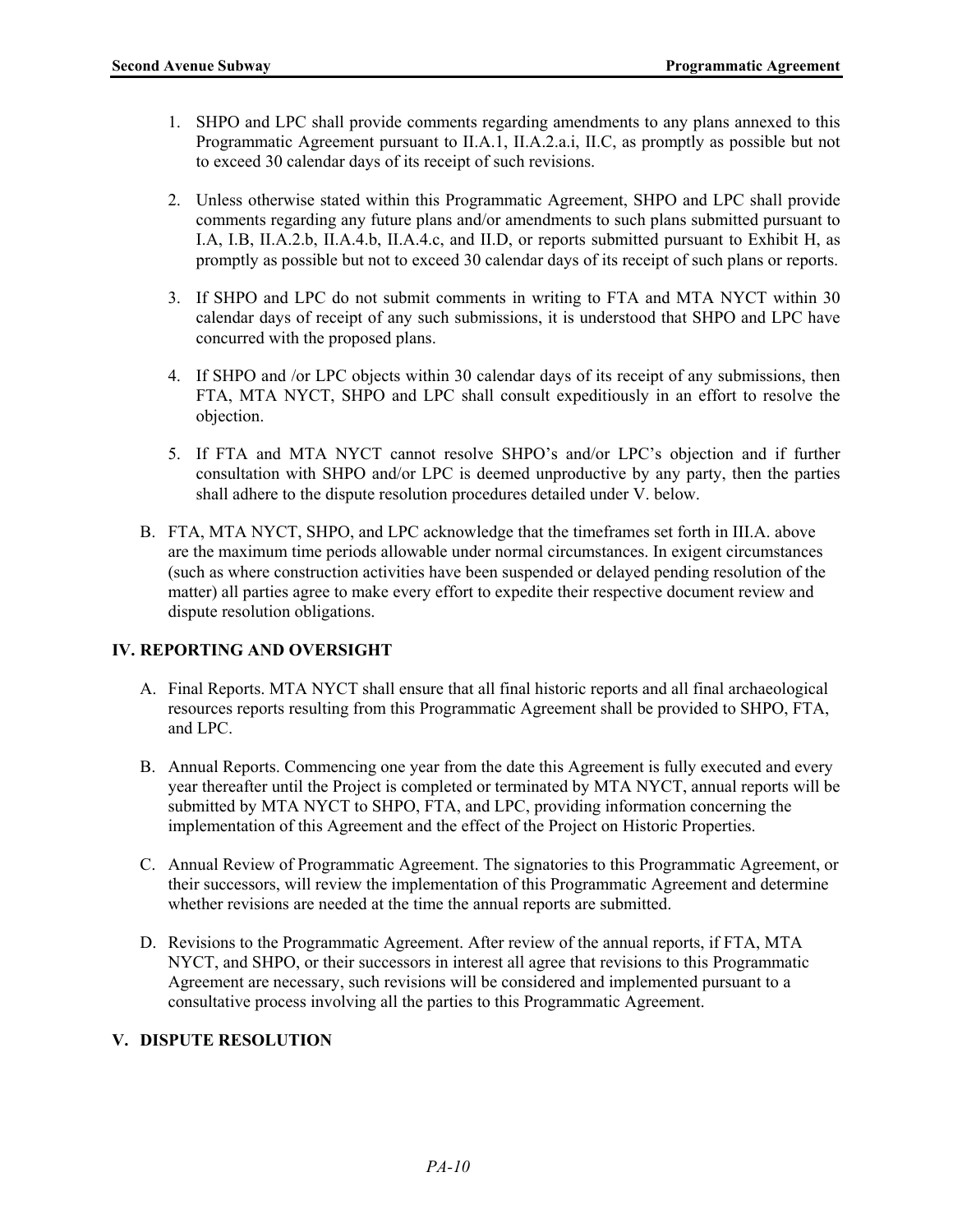1. SHPO and LPC shall provide comments regarding amendments to any plans annexed to this Programmatic Agreement pursuant to II.A.1, II.A.2.a.i, II.C, as promptly as possible but not to exceed 30 calendar days of its receipt of such revisions.

2. Unless otherwise stated within this Programmatic Agreement, SHPO and LPC shall provide comments regarding any future plans and/or amendments to such plans submitted pursuant to I.A, I.B, II.A.2.b, II.A.4.b, II.A.4.c, and II.D, or reports submitted pursuant to Exhibit H, as promptly as possible but not to exceed 30 calendar days of its receipt of such plans or reports.

3. If SHPO and LPC do not submit comments in writing to FTA and MTA NYCT within 30 calendar days of receipt of any such submissions, it is understood that SHPO and LPC have concurred with the proposed plans.

4. If SHPO and /or LPC objects within 30 calendar days of its receipt of any submissions, then FTA, MTA NYCT, SHPO and LPC shall consult expeditiously in an effort to resolve the objection.

5. If FTA and MTA NYCT cannot resolve SHPO's and/or LPC's objection and if further consultation with SHPO and/or LPC is deemed unproductive by any party, then the parties shall adhere to the dispute resolution procedures detailed under V. below.

B. FTA, MTA NYCT, SHPO, and LPC acknowledge that the timeframes set forth in III.A. above are the maximum time periods allowable under normal circumstances. In exigent circumstances (such as where construction activities have been suspended or delayed pending resolution of the matter) all parties agree to make every effort to expedite their respective document review and dispute resolution obligations.

## IV. REPORTING AND OVERSIGHT

A. Final Reports. MTA NYCT shall ensure that all final historic reports and all final archaeological resources reports resulting from this Programmatic Agreement shall be provided to SHPO, FTA, and LPC.

B. Annual Reports. Commencing one year from the date this Agreement is fully executed and every year thereafter until the Project is completed or terminated by MTA NYCT, annual reports will be submitted by MTA NYCT to SHPO, FTA, and LPC, providing information concerning the implementation of this Agreement and the effect of the Project on Historic Properties.

C. Annual Review of Programmatic Agreement. The signatories to this Programmatic Agreement, or their successors, will review the implementation of this Programmatic Agreement and determine whether revisions are needed at the time the annual reports are submitted.

D. Revisions to the Programmatic Agreement. After review of the annual reports, if FTA, MTA NYCT, and SHPO, or their successors in interest all agree that revisions to this Programmatic Agreement are necessary, such revisions will be considered and implemented pursuant to a consultative process involving all the parties to this Programmatic Agreement.

## V. DISPUTE RESOLUTION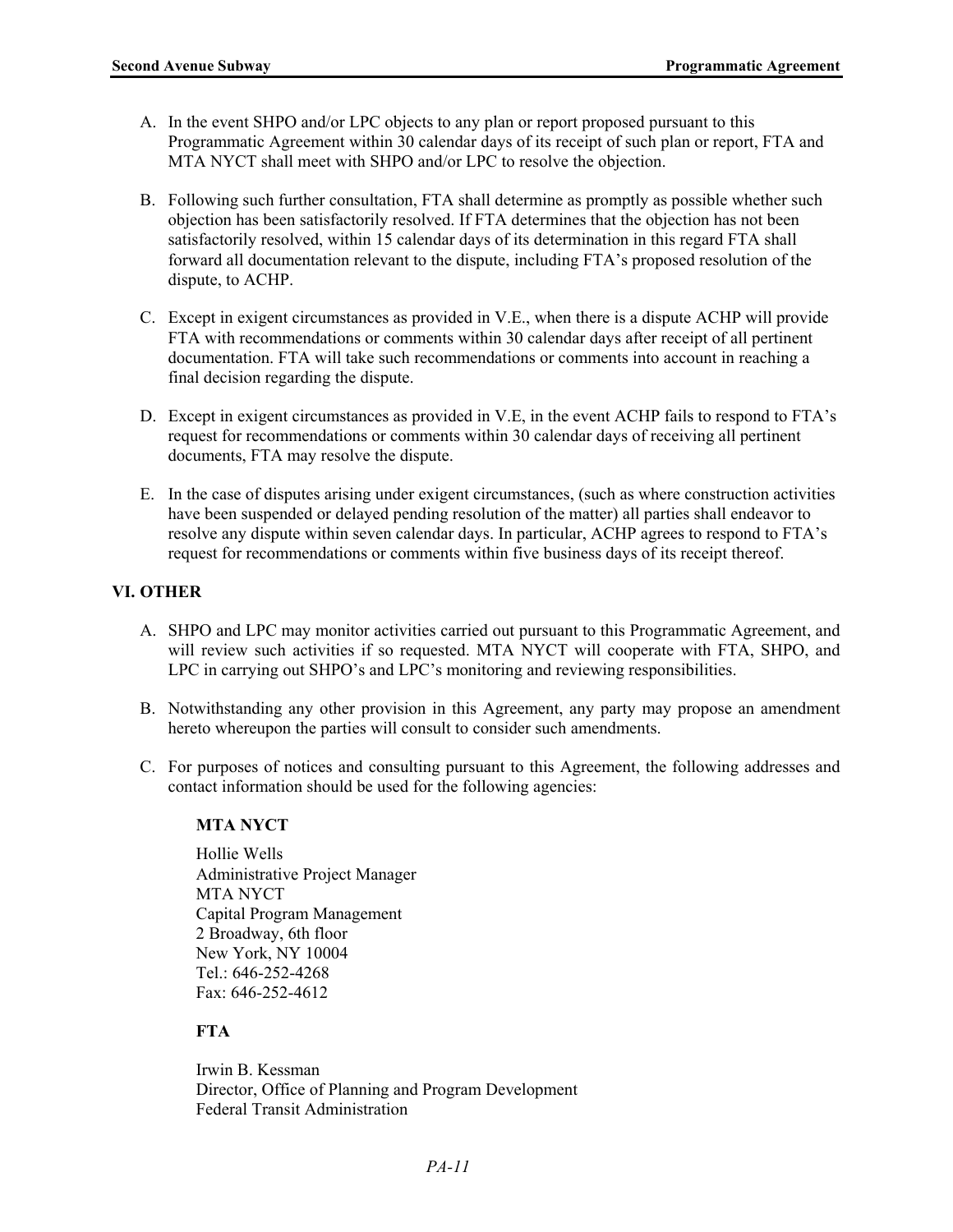A. In the event SHPO and/or LPC objects to any plan or report proposed pursuant to this Programmatic Agreement within 30 calendar days of its receipt of such plan or report, FTA and MTA NYCT shall meet with SHPO and/or LPC to resolve the objection.

B. Following such further consultation, FTA shall determine as promptly as possible whether such objection has been satisfactorily resolved. If FTA determines that the objection has not been satisfactorily resolved, within 15 calendar days of its determination in this regard FTA shall forward all documentation relevant to the dispute, including FTA's proposed resolution of the dispute, to ACHP.

C. Except in exigent circumstances as provided in V.E., when there is a dispute ACHP will provide FTA with recommendations or comments within 30 calendar days after receipt of all pertinent documentation. FTA will take such recommendations or comments into account in reaching a final decision regarding the dispute.

D. Except in exigent circumstances as provided in V.E, in the event ACHP fails to respond to FTA's request for recommendations or comments within 30 calendar days of receiving all pertinent documents, FTA may resolve the dispute.

E. In the case of disputes arising under exigent circumstances, (such as where construction activities have been suspended or delayed pending resolution of the matter) all parties shall endeavor to resolve any dispute within seven calendar days. In particular, ACHP agrees to respond to FTA's request for recommendations or comments within five business days of its receipt thereof.

## VI. OTHER

A. SHPO and LPC may monitor activities carried out pursuant to this Programmatic Agreement, and will review such activities if so requested. MTA NYCT will cooperate with FTA, SHPO, and LPC in carrying out SHPO's and LPC's monitoring and reviewing responsibilities.

B. Notwithstanding any other provision in this Agreement, any party may propose an amendment hereto whereupon the parties will consult to consider such amendments.

C. For purposes of notices and consulting pursuant to this Agreement, the following addresses and contact information should be used for the following agencies:

**MTA NYCT**

Hollie Wells
Administrative Project Manager
MTA NYCT
Capital Program Management
2 Broadway, 6th floor
New York, NY 10004
Tel.: 646-252-4268
Fax: 646-252-4612

**FTA**

Irwin B. Kessman
Director, Office of Planning and Program Development
Federal Transit Administration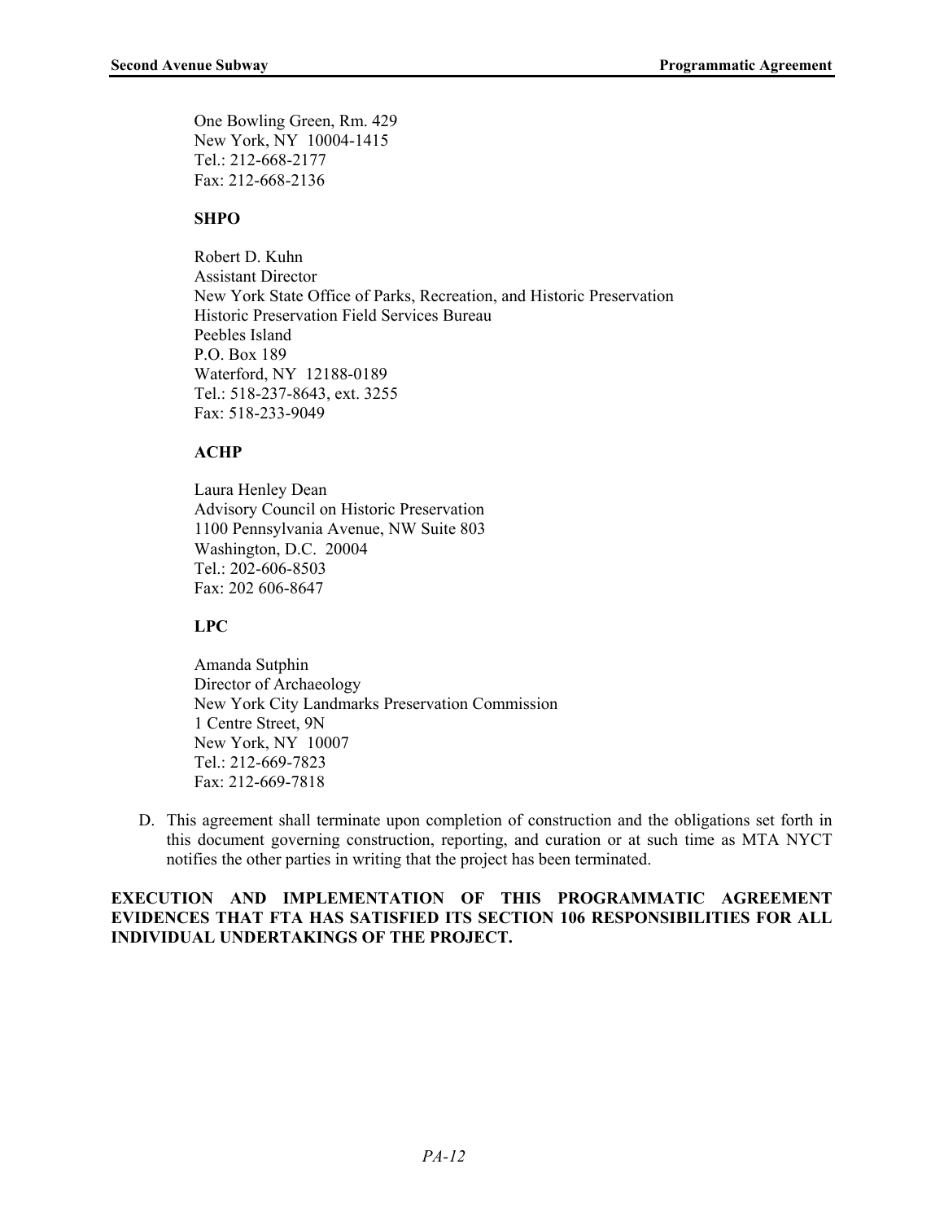One Bowling Green, Rm. 429
New York, NY 10004-1415
Tel.: 212-668-2177
Fax: 212-668-2136

**SHPO**

Robert D. Kuhn
Assistant Director
New York State Office of Parks, Recreation, and Historic Preservation
Historic Preservation Field Services Bureau
Peebles Island
P.O. Box 189
Waterford, NY 12188-0189
Tel.: 518-237-8643, ext. 3255
Fax: 518-233-9049

**ACHP**

Laura Henley Dean
Advisory Council on Historic Preservation
1100 Pennsylvania Avenue, NW Suite 803
Washington, D.C. 20004
Tel.: 202-606-8503
Fax: 202 606-8647

**LPC**

Amanda Sutphin
Director of Archaeology
New York City Landmarks Preservation Commission
1 Centre Street, 9N
New York, NY 10007
Tel.: 212-669-7823
Fax: 212-669-7818

D. This agreement shall terminate upon completion of construction and the obligations set forth in this document governing construction, reporting, and curation or at such time as MTA NYCT notifies the other parties in writing that the project has been terminated.

**EXECUTION AND IMPLEMENTATION OF THIS PROGRAMMATIC AGREEMENT EVIDENCES THAT FTA HAS SATISFIED ITS SECTION 106 RESPONSIBILITIES FOR ALL INDIVIDUAL UNDERTAKINGS OF THE PROJECT.**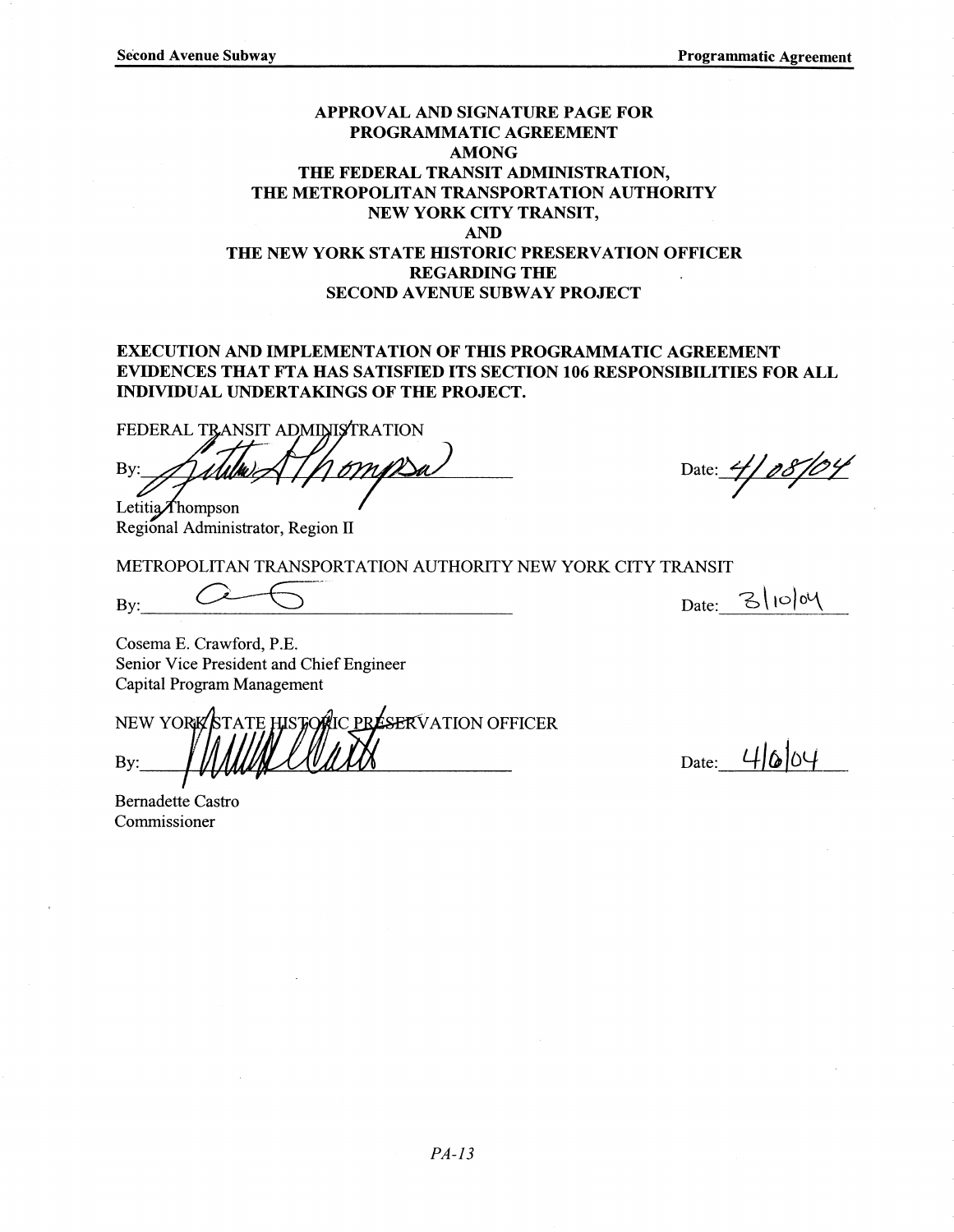# APPROVAL AND SIGNATURE PAGE FOR PROGRAMMATIC AGREEMENT AMONG THE FEDERAL TRANSIT ADMINISTRATION, THE METROPOLITAN TRANSPORTATION AUTHORITY NEW YORK CITY TRANSIT, AND THE NEW YORK STATE HISTORIC PRESERVATION OFFICER REGARDING THE SECOND AVENUE SUBWAY PROJECT

**EXECUTION AND IMPLEMENTATION OF THIS PROGRAMMATIC AGREEMENT EVIDENCES THAT FTA HAS SATISFIED ITS SECTION 106 RESPONSIBILITIES FOR ALL INDIVIDUAL UNDERTAKINGS OF THE PROJECT.**

FEDERAL TRANSIT ADMINISTRATION

By: Letitia A Thompson — Date: 4/08/04

Letitia Thompson
Regional Administrator, Region II

METROPOLITAN TRANSPORTATION AUTHORITY NEW YORK CITY TRANSIT

By: ____________________ — Date: 3/10/04

Cosema E. Crawford, P.E.
Senior Vice President and Chief Engineer
Capital Program Management

NEW YORK STATE HISTORIC PRESERVATION OFFICER

By: ____________________ — Date: 4/6/04

Bernadette Castro
Commissioner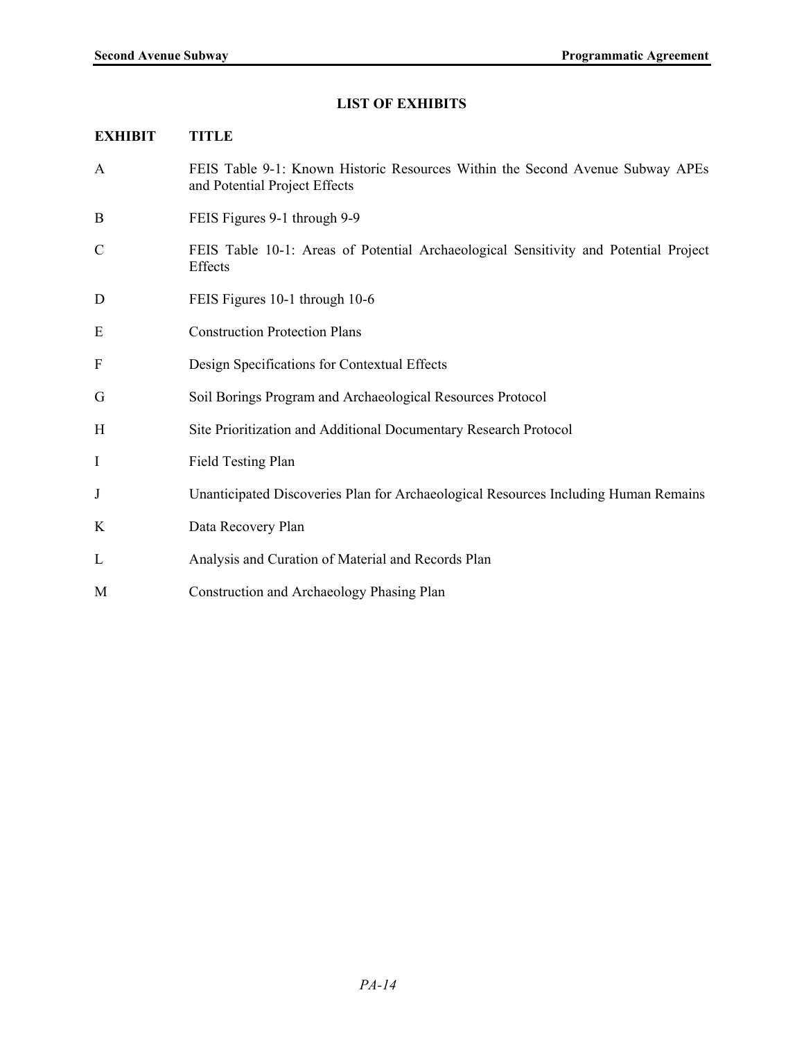## LIST OF EXHIBITS

| EXHIBIT | TITLE |
|---|---|
| A | FEIS Table 9-1: Known Historic Resources Within the Second Avenue Subway APEs and Potential Project Effects |
| B | FEIS Figures 9-1 through 9-9 |
| C | FEIS Table 10-1: Areas of Potential Archaeological Sensitivity and Potential Project Effects |
| D | FEIS Figures 10-1 through 10-6 |
| E | Construction Protection Plans |
| F | Design Specifications for Contextual Effects |
| G | Soil Borings Program and Archaeological Resources Protocol |
| H | Site Prioritization and Additional Documentary Research Protocol |
| I | Field Testing Plan |
| J | Unanticipated Discoveries Plan for Archaeological Resources Including Human Remains |
| K | Data Recovery Plan |
| L | Analysis and Curation of Material and Records Plan |
| M | Construction and Archaeology Phasing Plan |